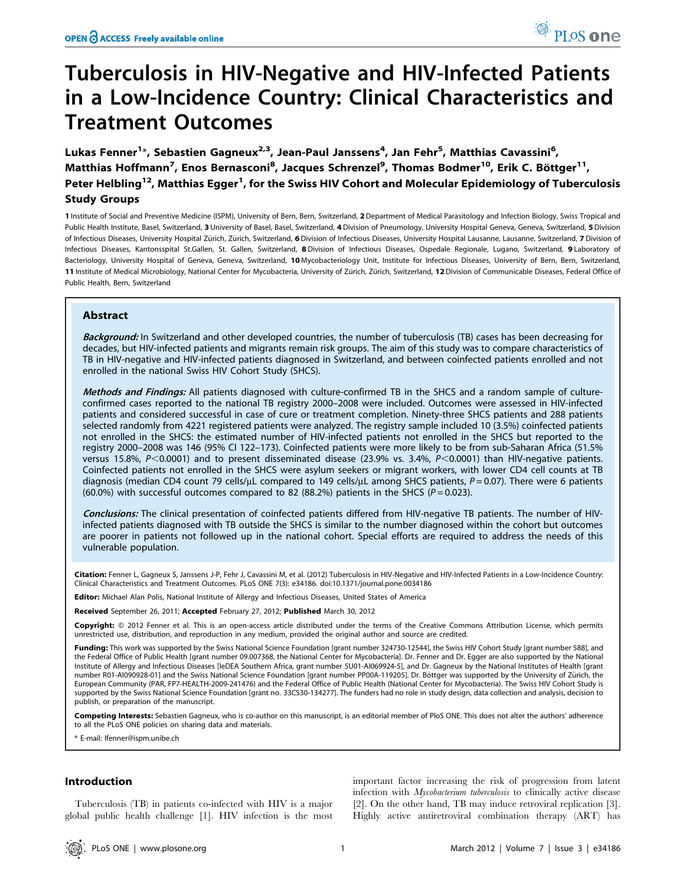# Tuberculosis in HIV-Negative and HIV-Infected Patients in a Low-Incidence Country: Clinical Characteristics and Treatment Outcomes

**Lukas Fenner[1]\*, Sebastien Gagneux[2,3], Jean-Paul Janssens[4], Jan Fehr[5], Matthias Cavassini[6], Matthias Hoffmann[7], Enos Bernasconi[8], Jacques Schrenzel[9], Thomas Bodmer[10], Erik C. Böttger[11], Peter Helbling[12], Matthias Egger[1], for the Swiss HIV Cohort and Molecular Epidemiology of Tuberculosis Study Groups**

1 Institute of Social and Preventive Medicine (ISPM), University of Bern, Bern, Switzerland, 2 Department of Medical Parasitology and Infection Biology, Swiss Tropical and Public Health Institute, Basel, Switzerland, 3 University of Basel, Basel, Switzerland, 4 Division of Pneumology, University Hospital Geneva, Geneva, Switzerland, 5 Division of Infectious Diseases, University Hospital Zürich, Zürich, Switzerland, 6 Division of Infectious Diseases, University Hospital Lausanne, Lausanne, Switzerland, 7 Division of Infectious Diseases, Kantonsspital St.Gallen, St. Gallen, Switzerland, 8 Division of Infectious Diseases, Ospedale Regionale, Lugano, Switzerland, 9 Laboratory of Bacteriology, University Hospital of Geneva, Geneva, Switzerland, 10 Mycobacteriology Unit, Institute for Infectious Diseases, University of Bern, Bern, Switzerland, 11 Institute of Medical Microbiology, National Center for Mycobacteria, University of Zürich, Zürich, Switzerland, 12 Division of Communicable Diseases, Federal Office of Public Health, Bern, Switzerland

## Abstract

***Background:*** In Switzerland and other developed countries, the number of tuberculosis (TB) cases has been decreasing for decades, but HIV-infected patients and migrants remain risk groups. The aim of this study was to compare characteristics of TB in HIV-negative and HIV-infected patients diagnosed in Switzerland, and between coinfected patients enrolled and not enrolled in the national Swiss HIV Cohort Study (SHCS).

***Methods and Findings:*** All patients diagnosed with culture-confirmed TB in the SHCS and a random sample of culture-confirmed cases reported to the national TB registry 2000–2008 were included. Outcomes were assessed in HIV-infected patients and considered successful in case of cure or treatment completion. Ninety-three SHCS patients and 288 patients selected randomly from 4221 registered patients were analyzed. The registry sample included 10 (3.5%) coinfected patients not enrolled in the SHCS: the estimated number of HIV-infected patients not enrolled in the SHCS but reported to the registry 2000–2008 was 146 (95% CI 122–173). Coinfected patients were more likely to be from sub-Saharan Africa (51.5% versus 15.8%, $P<0.0001$) and to present disseminated disease (23.9% vs. 3.4%, $P<0.0001$) than HIV-negative patients. Coinfected patients not enrolled in the SHCS were asylum seekers or migrant workers, with lower CD4 cell counts at TB diagnosis (median CD4 count 79 cells/µL compared to 149 cells/µL among SHCS patients, $P=0.07$). There were 6 patients (60.0%) with successful outcomes compared to 82 (88.2%) patients in the SHCS ($P=0.023$).

***Conclusions:*** The clinical presentation of coinfected patients differed from HIV-negative TB patients. The number of HIV-infected patients diagnosed with TB outside the SHCS is similar to the number diagnosed within the cohort but outcomes are poorer in patients not followed up in the national cohort. Special efforts are required to address the needs of this vulnerable population.

**Citation:** Fenner L, Gagneux S, Janssens J-P, Fehr J, Cavassini M, et al. (2012) Tuberculosis in HIV-Negative and HIV-Infected Patients in a Low-Incidence Country: Clinical Characteristics and Treatment Outcomes. PLoS ONE 7(3): e34186. doi:10.1371/journal.pone.0034186

**Editor:** Michael Alan Polis, National Institute of Allergy and Infectious Diseases, United States of America

**Received** September 26, 2011; **Accepted** February 27, 2012; **Published** March 30, 2012

**Copyright:** © 2012 Fenner et al. This is an open-access article distributed under the terms of the Creative Commons Attribution License, which permits unrestricted use, distribution, and reproduction in any medium, provided the original author and source are credited.

**Funding:** This work was supported by the Swiss National Science Foundation [grant number 324730-12544], the Swiss HIV Cohort Study [grant number 588], and the Federal Office of Public Health [grant number 09.007368, the National Center for Mycobacteria]. Dr. Fenner and Dr. Egger are also supported by the National Institute of Allergy and Infectious Diseases [IeDEA Southern Africa, grant number 5U01-AI069924-5], and Dr. Gagneux by the National Institutes of Health [grant number R01-AI090928-01] and the Swiss National Science Foundation [grant number PP00A-119205]. Dr. Böttger was supported by the University of Zürich, the European Community (PAR, FP7-HEALTH-2009-241476) and the Federal Office of Public Health (National Center for Mycobacteria). The Swiss HIV Cohort Study is supported by the Swiss National Science Foundation [grant no. 33CS30-134277]. The funders had no role in study design, data collection and analysis, decision to publish, or preparation of the manuscript.

**Competing Interests:** Sebastien Gagneux, who is co-author on this manuscript, is an editorial member of PloS ONE. This does not alter the authors' adherence to all the PLoS ONE policies on sharing data and materials.

\* E-mail: lfenner@ispm.unibe.ch

## Introduction

Tuberculosis (TB) in patients co-infected with HIV is a major global public health challenge [1]. HIV infection is the most important factor increasing the risk of progression from latent infection with *Mycobacterium tuberculosis* to clinically active disease [2]. On the other hand, TB may induce retroviral replication [3]. Highly active antiretroviral combination therapy (ART) has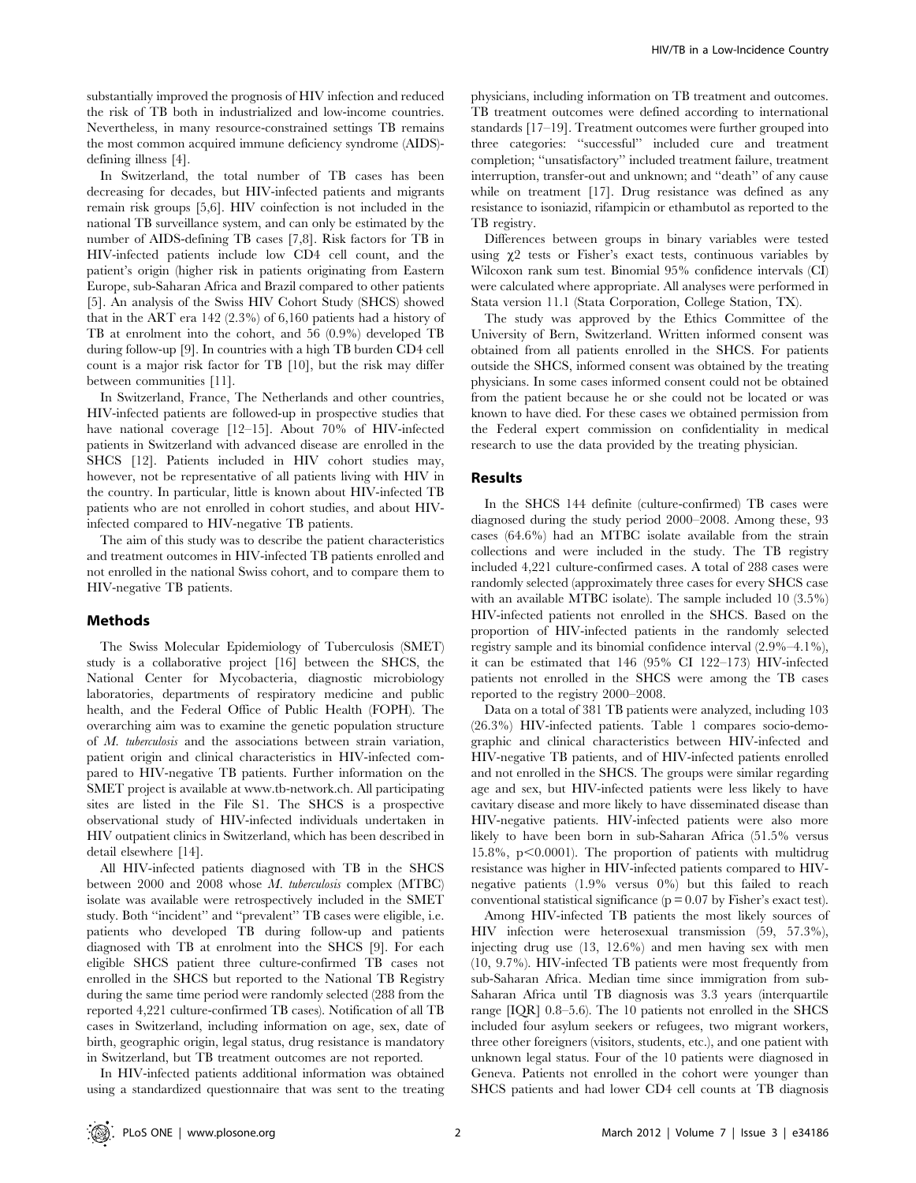substantially improved the prognosis of HIV infection and reduced the risk of TB both in industrialized and low-income countries. Nevertheless, in many resource-constrained settings TB remains the most common acquired immune deficiency syndrome (AIDS)-defining illness [4].

In Switzerland, the total number of TB cases has been decreasing for decades, but HIV-infected patients and migrants remain risk groups [5,6]. HIV coinfection is not included in the national TB surveillance system, and can only be estimated by the number of AIDS-defining TB cases [7,8]. Risk factors for TB in HIV-infected patients include low CD4 cell count, and the patient's origin (higher risk in patients originating from Eastern Europe, sub-Saharan Africa and Brazil compared to other patients [5]. An analysis of the Swiss HIV Cohort Study (SHCS) showed that in the ART era 142 (2.3%) of 6,160 patients had a history of TB at enrolment into the cohort, and 56 (0.9%) developed TB during follow-up [9]. In countries with a high TB burden CD4 cell count is a major risk factor for TB [10], but the risk may differ between communities [11].

In Switzerland, France, The Netherlands and other countries, HIV-infected patients are followed-up in prospective studies that have national coverage [12–15]. About 70% of HIV-infected patients in Switzerland with advanced disease are enrolled in the SHCS [12]. Patients included in HIV cohort studies may, however, not be representative of all patients living with HIV in the country. In particular, little is known about HIV-infected TB patients who are not enrolled in cohort studies, and about HIV-infected compared to HIV-negative TB patients.

The aim of this study was to describe the patient characteristics and treatment outcomes in HIV-infected TB patients enrolled and not enrolled in the national Swiss cohort, and to compare them to HIV-negative TB patients.

## Methods

The Swiss Molecular Epidemiology of Tuberculosis (SMET) study is a collaborative project [16] between the SHCS, the National Center for Mycobacteria, diagnostic microbiology laboratories, departments of respiratory medicine and public health, and the Federal Office of Public Health (FOPH). The overarching aim was to examine the genetic population structure of *M. tuberculosis* and the associations between strain variation, patient origin and clinical characteristics in HIV-infected compared to HIV-negative TB patients. Further information on the SMET project is available at www.tb-network.ch. All participating sites are listed in the File S1. The SHCS is a prospective observational study of HIV-infected individuals undertaken in HIV outpatient clinics in Switzerland, which has been described in detail elsewhere [14].

All HIV-infected patients diagnosed with TB in the SHCS between 2000 and 2008 whose *M. tuberculosis* complex (MTBC) isolate was available were retrospectively included in the SMET study. Both "incident" and "prevalent" TB cases were eligible, i.e. patients who developed TB during follow-up and patients diagnosed with TB at enrolment into the SHCS [9]. For each eligible SHCS patient three culture-confirmed TB cases not enrolled in the SHCS but reported to the National TB Registry during the same time period were randomly selected (288 from the reported 4,221 culture-confirmed TB cases). Notification of all TB cases in Switzerland, including information on age, sex, date of birth, geographic origin, legal status, drug resistance is mandatory in Switzerland, but TB treatment outcomes are not reported.

In HIV-infected patients additional information was obtained using a standardized questionnaire that was sent to the treating physicians, including information on TB treatment and outcomes. TB treatment outcomes were defined according to international standards [17–19]. Treatment outcomes were further grouped into three categories: "successful" included cure and treatment completion; "unsatisfactory" included treatment failure, treatment interruption, transfer-out and unknown; and "death" of any cause while on treatment [17]. Drug resistance was defined as any resistance to isoniazid, rifampicin or ethambutol as reported to the TB registry.

Differences between groups in binary variables were tested using $\chi 2$ tests or Fisher's exact tests, continuous variables by Wilcoxon rank sum test. Binomial 95% confidence intervals (CI) were calculated where appropriate. All analyses were performed in Stata version 11.1 (Stata Corporation, College Station, TX).

The study was approved by the Ethics Committee of the University of Bern, Switzerland. Written informed consent was obtained from all patients enrolled in the SHCS. For patients outside the SHCS, informed consent was obtained by the treating physicians. In some cases informed consent could not be obtained from the patient because he or she could not be located or was known to have died. For these cases we obtained permission from the Federal expert commission on confidentiality in medical research to use the data provided by the treating physician.

## Results

In the SHCS 144 definite (culture-confirmed) TB cases were diagnosed during the study period 2000–2008. Among these, 93 cases (64.6%) had an MTBC isolate available from the strain collections and were included in the study. The TB registry included 4,221 culture-confirmed cases. A total of 288 cases were randomly selected (approximately three cases for every SHCS case with an available MTBC isolate). The sample included 10 (3.5%) HIV-infected patients not enrolled in the SHCS. Based on the proportion of HIV-infected patients in the randomly selected registry sample and its binomial confidence interval (2.9%–4.1%), it can be estimated that 146 (95% CI 122–173) HIV-infected patients not enrolled in the SHCS were among the TB cases reported to the registry 2000–2008.

Data on a total of 381 TB patients were analyzed, including 103 (26.3%) HIV-infected patients. Table 1 compares socio-demographic and clinical characteristics between HIV-infected and HIV-negative TB patients, and of HIV-infected patients enrolled and not enrolled in the SHCS. The groups were similar regarding age and sex, but HIV-infected patients were less likely to have cavitary disease and more likely to have disseminated disease than HIV-negative patients. HIV-infected patients were also more likely to have been born in sub-Saharan Africa (51.5% versus 15.8%, $p<0.0001$). The proportion of patients with multidrug resistance was higher in HIV-infected patients compared to HIV-negative patients (1.9% versus 0%) but this failed to reach conventional statistical significance ($p = 0.07$ by Fisher's exact test).

Among HIV-infected TB patients the most likely sources of HIV infection were heterosexual transmission (59, 57.3%), injecting drug use (13, 12.6%) and men having sex with men (10, 9.7%). HIV-infected TB patients were most frequently from sub-Saharan Africa. Median time since immigration from sub-Saharan Africa until TB diagnosis was 3.3 years (interquartile range [IQR] 0.8–5.6). The 10 patients not enrolled in the SHCS included four asylum seekers or refugees, two migrant workers, three other foreigners (visitors, students, etc.), and one patient with unknown legal status. Four of the 10 patients were diagnosed in Geneva. Patients not enrolled in the cohort were younger than SHCS patients and had lower CD4 cell counts at TB diagnosis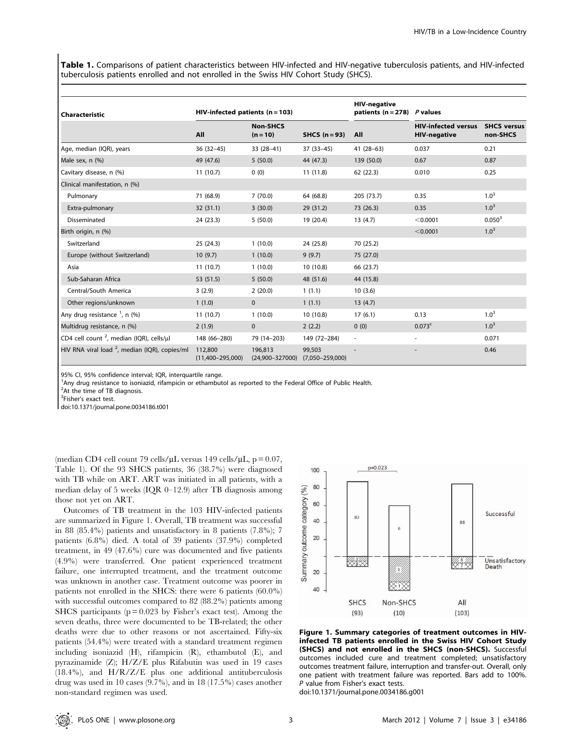**Table 1.** Comparisons of patient characteristics between HIV-infected and HIV-negative tuberculosis patients, and HIV-infected tuberculosis patients enrolled and not enrolled in the Swiss HIV Cohort Study (SHCS).

| Characteristic | HIV-infected patients (n = 103) | | | HIV-negative patients (n = 278) | P values | |
|---|---|---|---|---|---|---|
| | All | Non-SHCS (n = 10) | SHCS (n = 93) | All | HIV-infected versus HIV-negative | SHCS versus non-SHCS |
| Age, median (IQR), years | 36 (32–45) | 33 (28–41) | 37 (33–45) | 41 (28–63) | 0.037 | 0.21 |
| Male sex, n (%) | 49 (47.6) | 5 (50.0) | 44 (47.3) | 139 (50.0) | 0.67 | 0.87 |
| Cavitary disease, n (%) | 11 (10.7) | 0 (0) | 11 (11.8) | 62 (22.3) | 0.010 | 0.25 |
| Clinical manifestation, n (%) | | | | | | |
| Pulmonary | 71 (68.9) | 7 (70.0) | 64 (68.8) | 205 (73.7) | 0.35 | 1.0[3] |
| Extra-pulmonary | 32 (31.1) | 3 (30.0) | 29 (31.2) | 73 (26.3) | 0.35 | 1.0[3] |
| Disseminated | 24 (23.3) | 5 (50.0) | 19 (20.4) | 13 (4.7) | <0.0001 | 0.050[3] |
| Birth origin, n (%) | | | | | <0.0001 | 1.0[3] |
| Switzerland | 25 (24.3) | 1 (10.0) | 24 (25.8) | 70 (25.2) | | |
| Europe (without Switzerland) | 10 (9.7) | 1 (10.0) | 9 (9.7) | 75 (27.0) | | |
| Asia | 11 (10.7) | 1 (10.0) | 10 (10.8) | 66 (23.7) | | |
| Sub-Saharan Africa | 53 (51.5) | 5 (50.0) | 48 (51.6) | 44 (15.8) | | |
| Central/South America | 3 (2.9) | 2 (20.0) | 1 (1.1) | 10 (3.6) | | |
| Other regions/unknown | 1 (1.0) | 0 | 1 (1.1) | 13 (4.7) | | |
| Any drug resistance [1], n (%) | 11 (10.7) | 1 (10.0) | 10 (10.8) | 17 (6.1) | 0.13 | 1.0[3] |
| Multidrug resistance, n (%) | 2 (1.9) | 0 | 2 (2.2) | 0 (0) | 0.073[c] | 1.0[3] |
| CD4 cell count [2], median (IQR), cells/µl | 148 (66–280) | 79 (14–203) | 149 (72–284) | - | - | 0.071 |
| HIV RNA viral load [2], median (IQR), copies/ml | 112,800 (11,400–295,000) | 196,813 (24,900–327000) | 99,503 (7,050–259,000) | - | - | 0.46 |

95% CI, 95% confidence interval; IQR, interquartile range.
[1]Any drug resistance to isoniazid, rifampicin or ethambutol as reported to the Federal Office of Public Health.
[2]At the time of TB diagnosis.
[3]Fisher's exact test.
doi:10.1371/journal.pone.0034186.t001

(median CD4 cell count 79 cells/µL versus 149 cells/µL, p = 0.07, Table 1). Of the 93 SHCS patients, 36 (38.7%) were diagnosed with TB while on ART. ART was initiated in all patients, with a median delay of 5 weeks (IQR 0–12.9) after TB diagnosis among those not yet on ART.

Outcomes of TB treatment in the 103 HIV-infected patients are summarized in Figure 1. Overall, TB treatment was successful in 88 (85.4%) patients and unsatisfactory in 8 patients (7.8%); 7 patients (6.8%) died. A total of 39 patients (37.9%) completed treatment, in 49 (47.6%) cure was documented and five patients (4.9%) were transferred. One patient experienced treatment failure, one interrupted treatment, and the treatment outcome was unknown in another case. Treatment outcome was poorer in patients not enrolled in the SHCS: there were 6 patients (60.0%) with successful outcomes compared to 82 (88.2%) patients among SHCS participants (p = 0.023 by Fisher's exact test). Among the seven deaths, three were documented to be TB-related; the other deaths were due to other reasons or not ascertained. Fifty-six patients (54.4%) were treated with a standard treatment regimen including isoniazid (H), rifampicin (R), ethambutol (E), and pyrazinamide (Z); H/Z/E plus Rifabutin was used in 19 cases (18.4%), and H/R/Z/E plus one additional antituberculosis drug was used in 10 cases (9.7%), and in 18 (17.5%) cases another non-standard regimen was used.

**Figure 1. Summary categories of treatment outcomes in HIV-infected TB patients enrolled in the Swiss HIV Cohort Study (SHCS) and not enrolled in the SHCS (non-SHCS).** Successful outcomes included cure and treatment completed; unsatisfactory outcomes treatment failure, interruption and transfer-out. Overall, only one patient with treatment failure was reported. Bars add to 100%. *P* value from Fisher's exact tests.
doi:10.1371/journal.pone.0034186.g001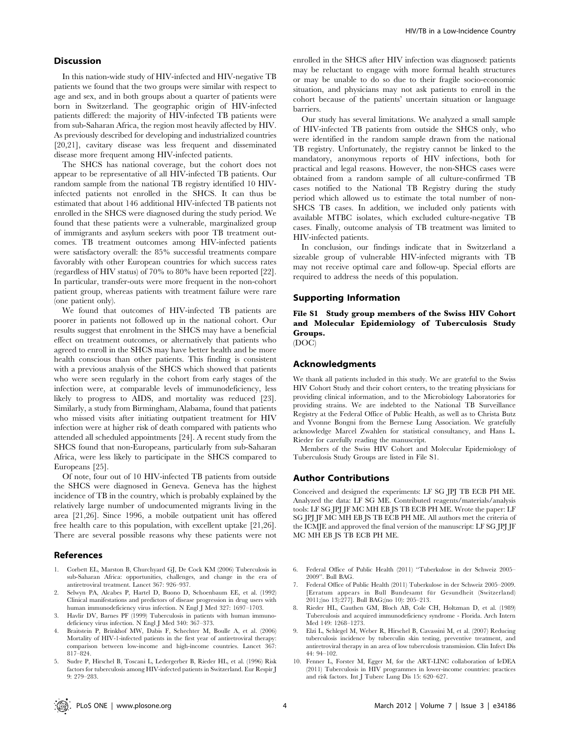## Discussion

In this nation-wide study of HIV-infected and HIV-negative TB patients we found that the two groups were similar with respect to age and sex, and in both groups about a quarter of patients were born in Switzerland. The geographic origin of HIV-infected patients differed: the majority of HIV-infected TB patients were from sub-Saharan Africa, the region most heavily affected by HIV. As previously described for developing and industrialized countries [20,21], cavitary disease was less frequent and disseminated disease more frequent among HIV-infected patients.

The SHCS has national coverage, but the cohort does not appear to be representative of all HIV-infected TB patients. Our random sample from the national TB registry identified 10 HIV-infected patients not enrolled in the SHCS. It can thus be estimated that about 146 additional HIV-infected TB patients not enrolled in the SHCS were diagnosed during the study period. We found that these patients were a vulnerable, marginalized group of immigrants and asylum seekers with poor TB treatment outcomes. TB treatment outcomes among HIV-infected patients were satisfactory overall: the 85% successful treatments compare favorably with other European countries for which success rates (regardless of HIV status) of 70% to 80% have been reported [22]. In particular, transfer-outs were more frequent in the non-cohort patient group, whereas patients with treatment failure were rare (one patient only).

We found that outcomes of HIV-infected TB patients are poorer in patients not followed up in the national cohort. Our results suggest that enrolment in the SHCS may have a beneficial effect on treatment outcomes, or alternatively that patients who agreed to enroll in the SHCS may have better health and be more health conscious than other patients. This finding is consistent with a previous analysis of the SHCS which showed that patients who were seen regularly in the cohort from early stages of the infection were, at comparable levels of immunodeficiency, less likely to progress to AIDS, and mortality was reduced [23]. Similarly, a study from Birmingham, Alabama, found that patients who missed visits after initiating outpatient treatment for HIV infection were at higher risk of death compared with patients who attended all scheduled appointments [24]. A recent study from the SHCS found that non-Europeans, particularly from sub-Saharan Africa, were less likely to participate in the SHCS compared to Europeans [25].

Of note, four out of 10 HIV-infected TB patients from outside the SHCS were diagnosed in Geneva. Geneva has the highest incidence of TB in the country, which is probably explained by the relatively large number of undocumented migrants living in the area [21,26]. Since 1996, a mobile outpatient unit has offered free health care to this population, with excellent uptake [21,26]. There are several possible reasons why these patients were not enrolled in the SHCS after HIV infection was diagnosed: patients may be reluctant to engage with more formal health structures or may be unable to do so due to their fragile socio-economic situation, and physicians may not ask patients to enroll in the cohort because of the patients' uncertain situation or language barriers.

Our study has several limitations. We analyzed a small sample of HIV-infected TB patients from outside the SHCS only, who were identified in the random sample drawn from the national TB registry. Unfortunately, the registry cannot be linked to the mandatory, anonymous reports of HIV infections, both for practical and legal reasons. However, the non-SHCS cases were obtained from a random sample of all culture-confirmed TB cases notified to the National TB Registry during the study period which allowed us to estimate the total number of non-SHCS TB cases. In addition, we included only patients with available MTBC isolates, which excluded culture-negative TB cases. Finally, outcome analysis of TB treatment was limited to HIV-infected patients.

In conclusion, our findings indicate that in Switzerland a sizeable group of vulnerable HIV-infected migrants with TB may not receive optimal care and follow-up. Special efforts are required to address the needs of this population.

## Supporting Information

**File S1 Study group members of the Swiss HIV Cohort and Molecular Epidemiology of Tuberculosis Study Groups.**
(DOC)

## Acknowledgments

We thank all patients included in this study. We are grateful to the Swiss HIV Cohort Study and their cohort centers, to the treating physicians for providing clinical information, and to the Microbiology Laboratories for providing strains. We are indebted to the National TB Surveillance Registry at the Federal Office of Public Health, as well as to Christa Butz and Yvonne Bongni from the Bernese Lung Association. We gratefully acknowledge Marcel Zwahlen for statistical consultancy, and Hans L. Rieder for carefully reading the manuscript.

Members of the Swiss HIV Cohort and Molecular Epidemiology of Tuberculosis Study Groups are listed in File S1.

## Author Contributions

Conceived and designed the experiments: LF SG JPJ TB ECB PH ME. Analyzed the data: LF SG ME. Contributed reagents/materials/analysis tools: LF SG JPJ JF MC MH EB JS TB ECB PH ME. Wrote the paper: LF SG JPJ JF MC MH EB JS TB ECB PH ME. All authors met the criteria of the ICMJE and approved the final version of the manuscript: LF SG JPJ JF MC MH EB JS TB ECB PH ME.

## References

1. Corbett EL, Marston B, Churchyard GJ, De Cock KM (2006) Tuberculosis in sub-Saharan Africa: opportunities, challenges, and change in the era of antiretroviral treatment. Lancet 367: 926–937.
2. Selwyn PA, Alcabes P, Hartel D, Buono D, Schoenbaum EE, et al. (1992) Clinical manifestations and predictors of disease progression in drug users with human immunodeficiency virus infection. N Engl J Med 327: 1697–1703.
3. Havlir DV, Barnes PF (1999) Tuberculosis in patients with human immunodeficiency virus infection. N Engl J Med 340: 367–373.
4. Braitstein P, Brinkhof MW, Dabis F, Schechter M, Boulle A, et al. (2006) Mortality of HIV-1-infected patients in the first year of antiretroviral therapy: comparison between low-income and high-income countries. Lancet 367: 817–824.
5. Sudre P, Hirschel B, Toscani L, Ledergerber B, Rieder HL, et al. (1996) Risk factors for tuberculosis among HIV-infected patients in Switzerland. Eur Respir J 9: 279–283.
6. Federal Office of Public Health (2011) "Tuberkulose in der Schweiz 2005–2009". Bull BAG.
7. Federal Office of Public Health (2011) Tuberkulose in der Schweiz 2005–2009. [Erratum appears in Bull Bundesamt für Gesundheit (Switzerland) 2011;(no 13):277]. Bull BAG;(no 10): 205–213.
8. Rieder HL, Cauthen GM, Bloch AB, Cole CH, Holtzman D, et al. (1989) Tuberculosis and acquired immunodeficiency syndrome - Florida. Arch Intern Med 149: 1268–1273.
9. Elzi L, Schlegel M, Weber R, Hirschel B, Cavassini M, et al. (2007) Reducing tuberculosis incidence by tuberculin skin testing, preventive treatment, and antiretroviral therapy in an area of low tuberculosis transmission. Clin Infect Dis 44: 94–102.
10. Fenner L, Forster M, Egger M, for the ART-LINC collaboration of IeDEA (2011) Tuberculosis in HIV programmes in lower-income countries: practices and risk factors. Int J Tuberc Lung Dis 15: 620–627.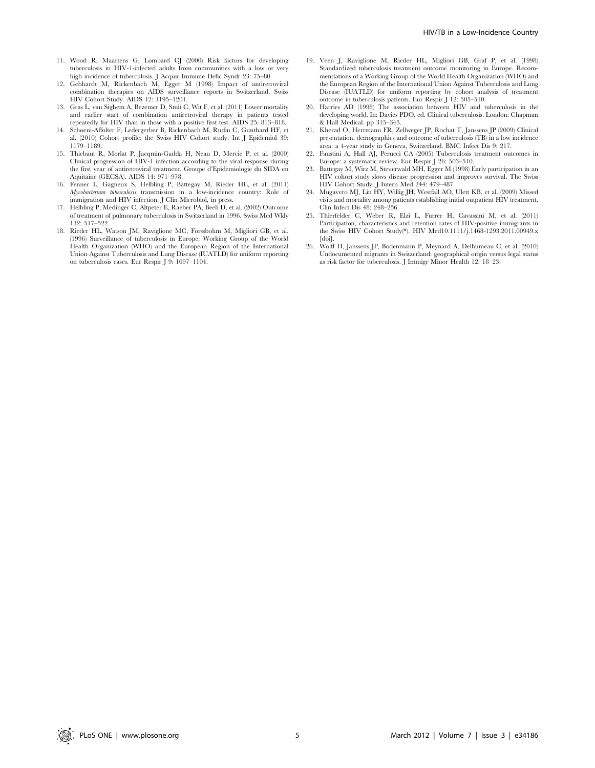11. Wood R, Maartens G, Lombard CJ (2000) Risk factors for developing tuberculosis in HIV-1-infected adults from communities with a low or very high incidence of tuberculosis. J Acquir Immune Defic Syndr 23: 75–80.
12. Gebhardt M, Rickenbach M, Egger M (1998) Impact of antiretroviral combination therapies on AIDS surveillance reports in Switzerland. Swiss HIV Cohort Study. AIDS 12: 1195–1201.
13. Gras L, van Sighem A, Bezemer D, Smit C, Wit F, et al. (2011) Lower mortality and earlier start of combination antiretroviral therapy in patients tested repeatedly for HIV than in those with a positive first test. AIDS 25: 813–818.
14. Schoeni-Affolter F, Ledergerber B, Rickenbach M, Rudin C, Gunthard HF, et al. (2010) Cohort profile: the Swiss HIV Cohort study. Int J Epidemiol 39: 1179–1189.
15. Thiebaut R, Morlat P, Jacqmin-Gadda H, Neau D, Mercie P, et al. (2000) Clinical progression of HIV-1 infection according to the viral response during the first year of antiretroviral treatment. Groupe d'Epidemiologie du SIDA en Aquitaine (GECSA). AIDS 14: 971–978.
16. Fenner L, Gagneux S, Helbling P, Battegay M, Rieder HL, et al. (2011) *Mycobacterium tuberculosis* transmission in a low-incidence country: Role of immigration and HIV infection. J Clin Microbiol, in press.
17. Helbling P, Medinger C, Altpeter E, Raeber PA, Beeli D, et al. (2002) Outcome of treatment of pulmonary tuberculosis in Switzerland in 1996. Swiss Med Wkly 132: 517–522.
18. Rieder HL, Watson JM, Raviglione MC, Forssbohm M, Migliori GB, et al. (1996) Surveillance of tuberculosis in Europe. Working Group of the World Health Organization (WHO) and the European Region of the International Union Against Tuberculosis and Lung Disease (IUATLD) for uniform reporting on tuberculosis cases. Eur Respir J 9: 1097–1104.
19. Veen J, Raviglione M, Rieder HL, Migliori GB, Graf P, et al. (1998) Standardized tuberculosis treatment outcome monitoring in Europe. Recommendations of a Working Group of the World Health Organization (WHO) and the European Region of the International Union Against Tuberculosis and Lung Disease (IUATLD) for uniform reporting by cohort analysis of treatment outcome in tuberculosis patients. Eur Respir J 12: 505–510.
20. Harries AD (1998) The association between HIV and tuberculosis in the developing world. In: Davies PDO, ed. Clinical tuberculosis. London: Chapman & Hall Medical. pp 315–345.
21. Kherad O, Herrmann FR, Zellweger JP, Rochat T, Janssens JP (2009) Clinical presentation, demographics and outcome of tuberculosis (TB) in a low incidence area: a 4-year study in Geneva, Switzerland. BMC Infect Dis 9: 217.
22. Faustini A, Hall AJ, Perucci CA (2005) Tuberculosis treatment outcomes in Europe: a systematic review. Eur Respir J 26: 503–510.
23. Battegay M, Wirz M, Steuerwald MH, Egger M (1998) Early participation in an HIV cohort study slows disease progression and improves survival. The Swiss HIV Cohort Study. J Intern Med 244: 479–487.
24. Mugavero MJ, Lin HY, Willig JH, Westfall AO, Ulett KB, et al. (2009) Missed visits and mortality among patients establishing initial outpatient HIV treatment. Clin Infect Dis 48: 248–256.
25. Thierfelder C, Weber R, Elzi L, Furrer H, Cavassini M, et al. (2011) Participation, characteristics and retention rates of HIV-positive immigrants in the Swiss HIV Cohort Study(*). HIV Med10.1111/j.1468-1293.2011.00949.x [doi].
26. Wolff H, Janssens JP, Bodenmann P, Meynard A, Delhumeau C, et al. (2010) Undocumented migrants in Switzerland: geographical origin versus legal status as risk factor for tuberculosis. J Immigr Minor Health 12: 18–23.